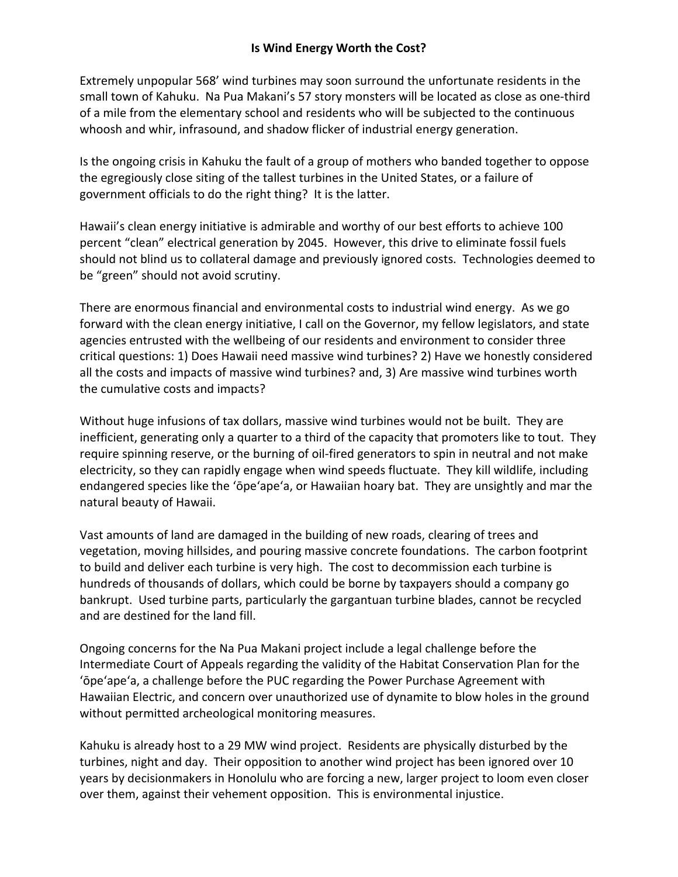# Is Wind Energy Worth the Cost?

Extremely unpopular 568’ wind turbines may soon surround the unfortunate residents in the small town of Kahuku. Na Pua Makani’s 57 story monsters will be located as close as one-third of a mile from the elementary school and residents who will be subjected to the continuous whoosh and whir, infrasound, and shadow flicker of industrial energy generation.

Is the ongoing crisis in Kahuku the fault of a group of mothers who banded together to oppose the egregiously close siting of the tallest turbines in the United States, or a failure of government officials to do the right thing? It is the latter.

Hawaii’s clean energy initiative is admirable and worthy of our best efforts to achieve 100 percent “clean” electrical generation by 2045. However, this drive to eliminate fossil fuels should not blind us to collateral damage and previously ignored costs. Technologies deemed to be “green” should not avoid scrutiny.

There are enormous financial and environmental costs to industrial wind energy. As we go forward with the clean energy initiative, I call on the Governor, my fellow legislators, and state agencies entrusted with the wellbeing of our residents and environment to consider three critical questions: 1) Does Hawaii need massive wind turbines? 2) Have we honestly considered all the costs and impacts of massive wind turbines? and, 3) Are massive wind turbines worth the cumulative costs and impacts?

Without huge infusions of tax dollars, massive wind turbines would not be built. They are inefficient, generating only a quarter to a third of the capacity that promoters like to tout. They require spinning reserve, or the burning of oil-fired generators to spin in neutral and not make electricity, so they can rapidly engage when wind speeds fluctuate. They kill wildlife, including endangered species like the ʻōpeʻapeʻa, or Hawaiian hoary bat. They are unsightly and mar the natural beauty of Hawaii.

Vast amounts of land are damaged in the building of new roads, clearing of trees and vegetation, moving hillsides, and pouring massive concrete foundations. The carbon footprint to build and deliver each turbine is very high. The cost to decommission each turbine is hundreds of thousands of dollars, which could be borne by taxpayers should a company go bankrupt. Used turbine parts, particularly the gargantuan turbine blades, cannot be recycled and are destined for the land fill.

Ongoing concerns for the Na Pua Makani project include a legal challenge before the Intermediate Court of Appeals regarding the validity of the Habitat Conservation Plan for the ʻōpeʻapeʻa, a challenge before the PUC regarding the Power Purchase Agreement with Hawaiian Electric, and concern over unauthorized use of dynamite to blow holes in the ground without permitted archeological monitoring measures.

Kahuku is already host to a 29 MW wind project. Residents are physically disturbed by the turbines, night and day. Their opposition to another wind project has been ignored over 10 years by decisionmakers in Honolulu who are forcing a new, larger project to loom even closer over them, against their vehement opposition. This is environmental injustice.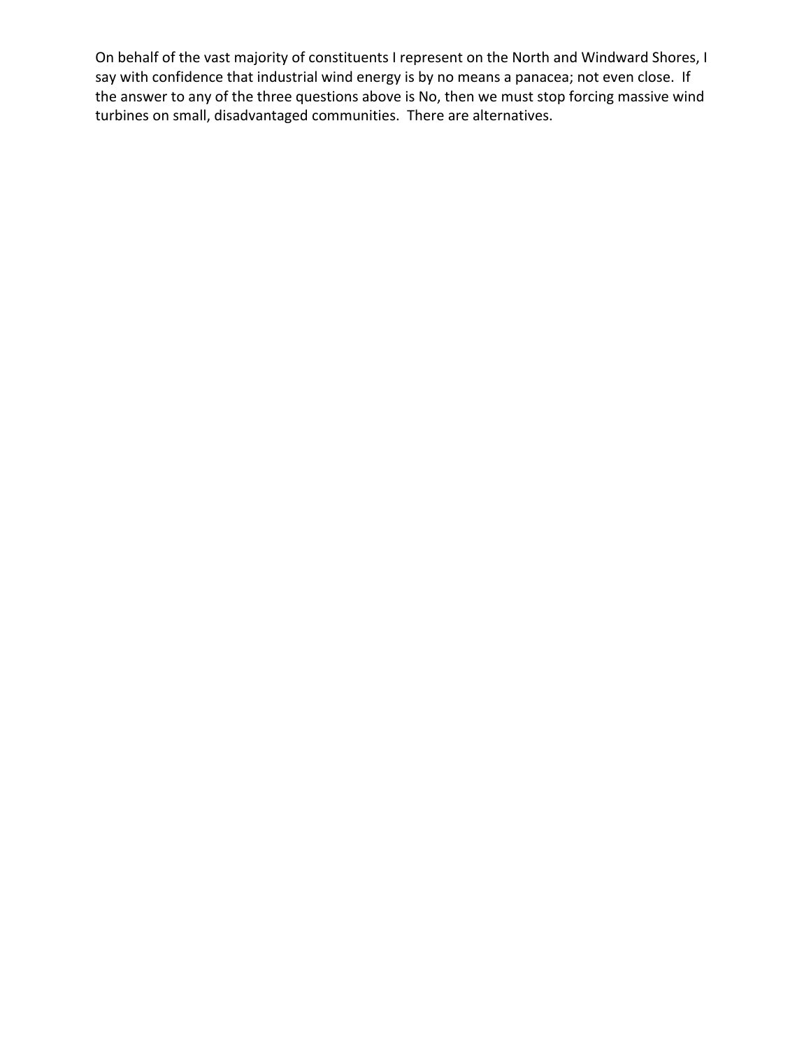On behalf of the vast majority of constituents I represent on the North and Windward Shores, I say with confidence that industrial wind energy is by no means a panacea; not even close. If the answer to any of the three questions above is No, then we must stop forcing massive wind turbines on small, disadvantaged communities. There are alternatives.